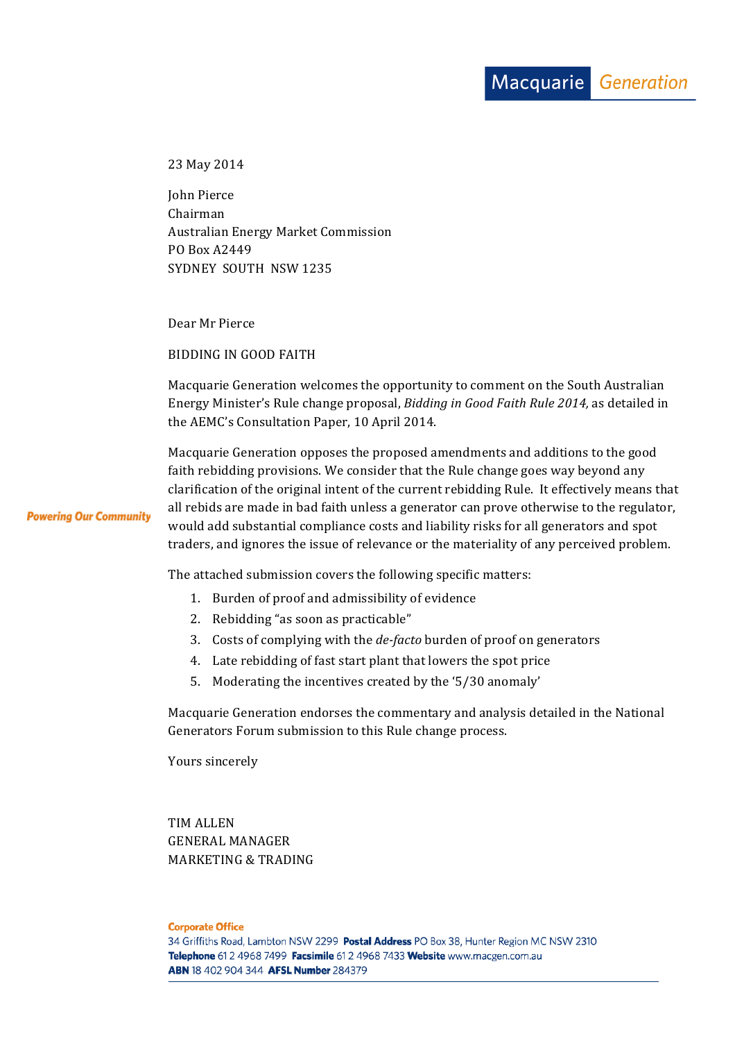Macquarie Generation

23 May 2014

John Pierce
Chairman
Australian Energy Market Commission
PO Box A2449
SYDNEY SOUTH NSW 1235

Dear Mr Pierce

BIDDING IN GOOD FAITH

Macquarie Generation welcomes the opportunity to comment on the South Australian Energy Minister's Rule change proposal, *Bidding in Good Faith Rule 2014,* as detailed in the AEMC's Consultation Paper, 10 April 2014.

Macquarie Generation opposes the proposed amendments and additions to the good faith rebidding provisions. We consider that the Rule change goes way beyond any clarification of the original intent of the current rebidding Rule. It effectively means that all rebids are made in bad faith unless a generator can prove otherwise to the regulator, would add substantial compliance costs and liability risks for all generators and spot traders, and ignores the issue of relevance or the materiality of any perceived problem.

**Powering Our Community**

The attached submission covers the following specific matters:

1. Burden of proof and admissibility of evidence
2. Rebidding "as soon as practicable"
3. Costs of complying with the *de-facto* burden of proof on generators
4. Late rebidding of fast start plant that lowers the spot price
5. Moderating the incentives created by the '5/30 anomaly'

Macquarie Generation endorses the commentary and analysis detailed in the National Generators Forum submission to this Rule change process.

Yours sincerely

TIM ALLEN
GENERAL MANAGER
MARKETING & TRADING

**Corporate Office**
34 Griffiths Road, Lambton NSW 2299 **Postal Address** PO Box 38, Hunter Region MC NSW 2310
**Telephone** 61 2 4968 7499 **Facsimile** 61 2 4968 7433 **Website** www.macgen.com.au
**ABN** 18 402 904 344 **AFSL Number** 284379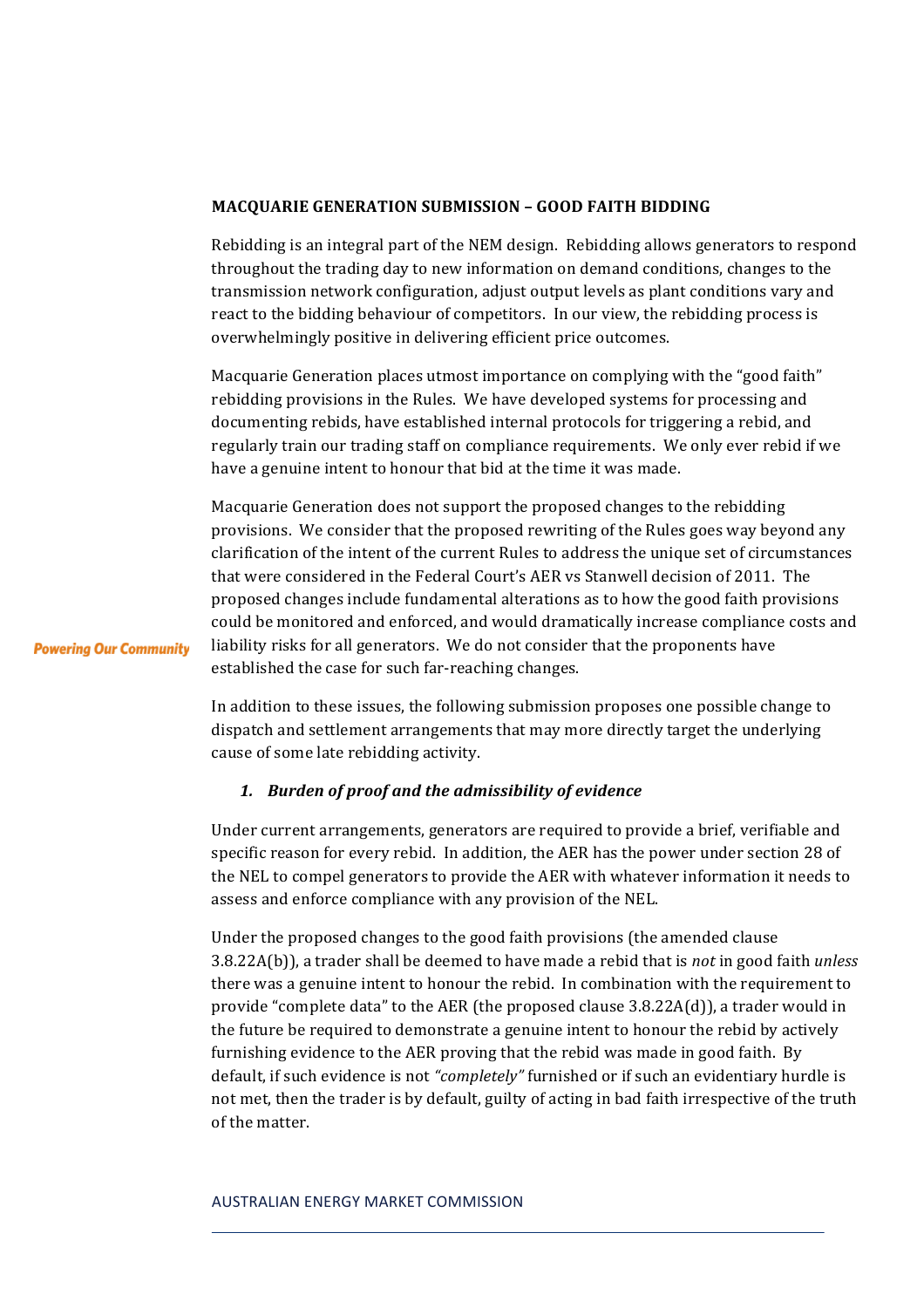**MACQUARIE GENERATION SUBMISSION – GOOD FAITH BIDDING**

Rebidding is an integral part of the NEM design. Rebidding allows generators to respond throughout the trading day to new information on demand conditions, changes to the transmission network configuration, adjust output levels as plant conditions vary and react to the bidding behaviour of competitors. In our view, the rebidding process is overwhelmingly positive in delivering efficient price outcomes.

Macquarie Generation places utmost importance on complying with the "good faith" rebidding provisions in the Rules. We have developed systems for processing and documenting rebids, have established internal protocols for triggering a rebid, and regularly train our trading staff on compliance requirements. We only ever rebid if we have a genuine intent to honour that bid at the time it was made.

Macquarie Generation does not support the proposed changes to the rebidding provisions. We consider that the proposed rewriting of the Rules goes way beyond any clarification of the intent of the current Rules to address the unique set of circumstances that were considered in the Federal Court's AER vs Stanwell decision of 2011. The proposed changes include fundamental alterations as to how the good faith provisions could be monitored and enforced, and would dramatically increase compliance costs and liability risks for all generators. We do not consider that the proponents have established the case for such far-reaching changes.

In addition to these issues, the following submission proposes one possible change to dispatch and settlement arrangements that may more directly target the underlying cause of some late rebidding activity.

1. ***Burden of proof and the admissibility of evidence***

Under current arrangements, generators are required to provide a brief, verifiable and specific reason for every rebid. In addition, the AER has the power under section 28 of the NEL to compel generators to provide the AER with whatever information it needs to assess and enforce compliance with any provision of the NEL.

Under the proposed changes to the good faith provisions (the amended clause 3.8.22A(b)), a trader shall be deemed to have made a rebid that is *not* in good faith *unless* there was a genuine intent to honour the rebid. In combination with the requirement to provide "complete data" to the AER (the proposed clause 3.8.22A(d)), a trader would in the future be required to demonstrate a genuine intent to honour the rebid by actively furnishing evidence to the AER proving that the rebid was made in good faith. By default, if such evidence is not *"completely"* furnished or if such an evidentiary hurdle is not met, then the trader is by default, guilty of acting in bad faith irrespective of the truth of the matter.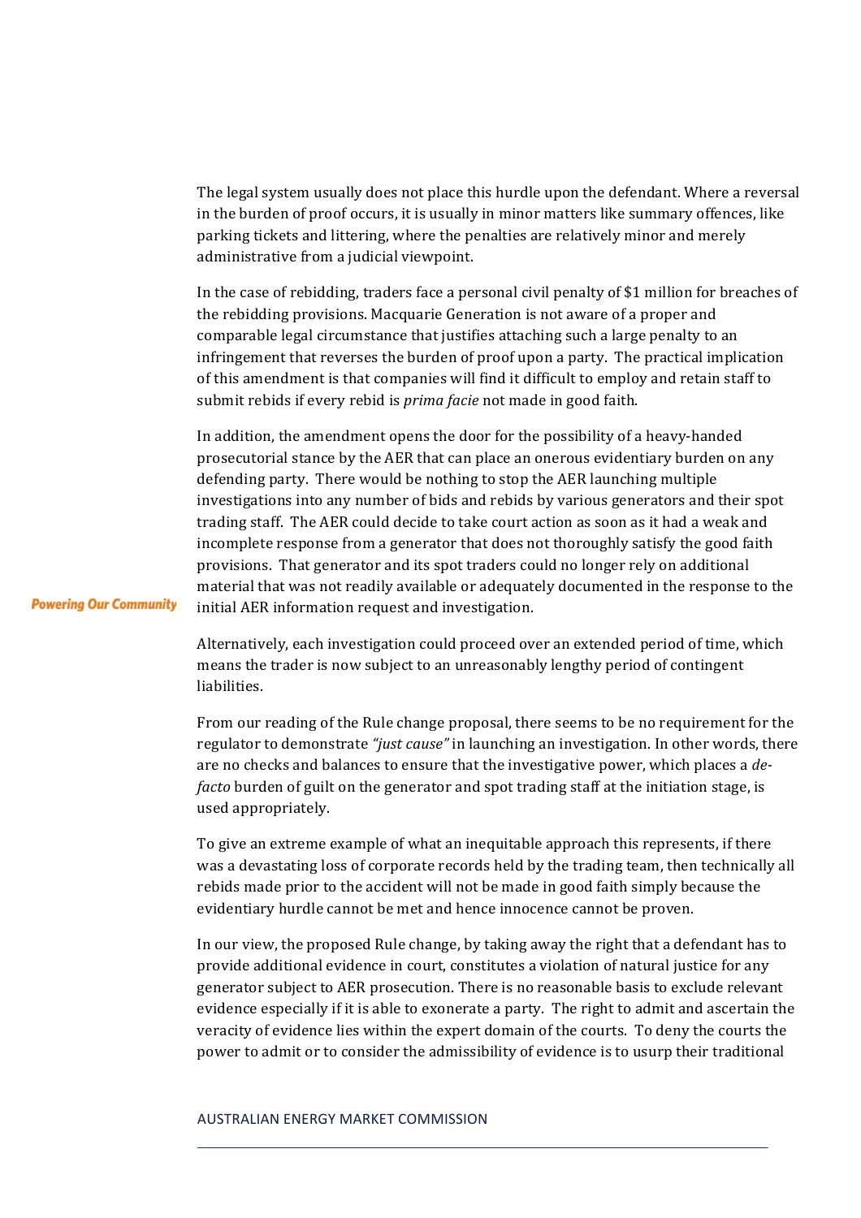The legal system usually does not place this hurdle upon the defendant. Where a reversal in the burden of proof occurs, it is usually in minor matters like summary offences, like parking tickets and littering, where the penalties are relatively minor and merely administrative from a judicial viewpoint.

In the case of rebidding, traders face a personal civil penalty of $1 million for breaches of the rebidding provisions. Macquarie Generation is not aware of a proper and comparable legal circumstance that justifies attaching such a large penalty to an infringement that reverses the burden of proof upon a party. The practical implication of this amendment is that companies will find it difficult to employ and retain staff to submit rebids if every rebid is *prima facie* not made in good faith.

In addition, the amendment opens the door for the possibility of a heavy-handed prosecutorial stance by the AER that can place an onerous evidentiary burden on any defending party. There would be nothing to stop the AER launching multiple investigations into any number of bids and rebids by various generators and their spot trading staff. The AER could decide to take court action as soon as it had a weak and incomplete response from a generator that does not thoroughly satisfy the good faith provisions. That generator and its spot traders could no longer rely on additional material that was not readily available or adequately documented in the response to the initial AER information request and investigation.

Alternatively, each investigation could proceed over an extended period of time, which means the trader is now subject to an unreasonably lengthy period of contingent liabilities.

From our reading of the Rule change proposal, there seems to be no requirement for the regulator to demonstrate *"just cause"* in launching an investigation. In other words, there are no checks and balances to ensure that the investigative power, which places a *de-facto* burden of guilt on the generator and spot trading staff at the initiation stage, is used appropriately.

To give an extreme example of what an inequitable approach this represents, if there was a devastating loss of corporate records held by the trading team, then technically all rebids made prior to the accident will not be made in good faith simply because the evidentiary hurdle cannot be met and hence innocence cannot be proven.

In our view, the proposed Rule change, by taking away the right that a defendant has to provide additional evidence in court, constitutes a violation of natural justice for any generator subject to AER prosecution. There is no reasonable basis to exclude relevant evidence especially if it is able to exonerate a party. The right to admit and ascertain the veracity of evidence lies within the expert domain of the courts. To deny the courts the power to admit or to consider the admissibility of evidence is to usurp their traditional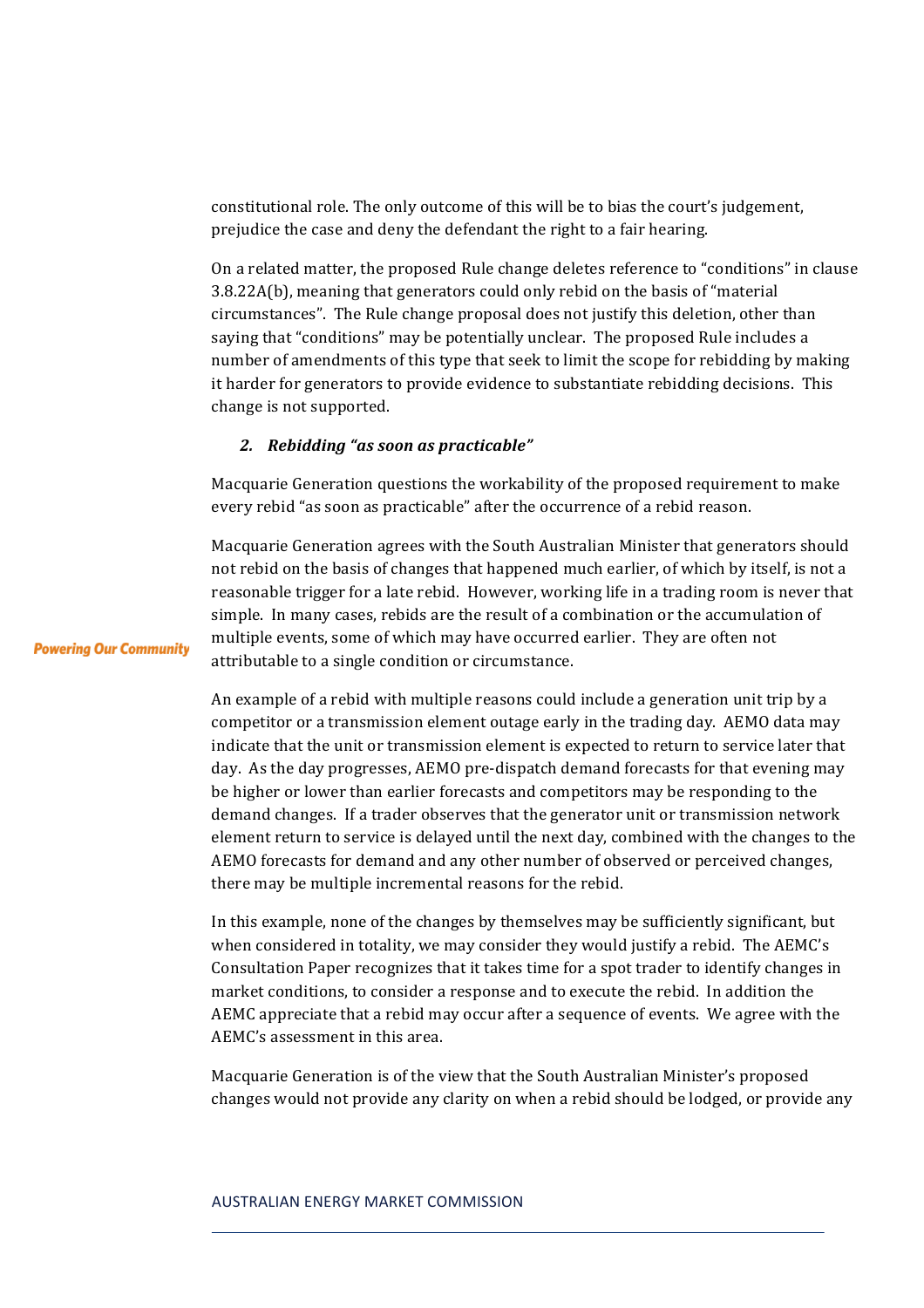constitutional role. The only outcome of this will be to bias the court's judgement, prejudice the case and deny the defendant the right to a fair hearing.

On a related matter, the proposed Rule change deletes reference to "conditions" in clause 3.8.22A(b), meaning that generators could only rebid on the basis of "material circumstances". The Rule change proposal does not justify this deletion, other than saying that "conditions" may be potentially unclear. The proposed Rule includes a number of amendments of this type that seek to limit the scope for rebidding by making it harder for generators to provide evidence to substantiate rebidding decisions. This change is not supported.

### *2. Rebidding "as soon as practicable"*

Macquarie Generation questions the workability of the proposed requirement to make every rebid "as soon as practicable" after the occurrence of a rebid reason.

Macquarie Generation agrees with the South Australian Minister that generators should not rebid on the basis of changes that happened much earlier, of which by itself, is not a reasonable trigger for a late rebid. However, working life in a trading room is never that simple. In many cases, rebids are the result of a combination or the accumulation of multiple events, some of which may have occurred earlier. They are often not attributable to a single condition or circumstance.

An example of a rebid with multiple reasons could include a generation unit trip by a competitor or a transmission element outage early in the trading day. AEMO data may indicate that the unit or transmission element is expected to return to service later that day. As the day progresses, AEMO pre-dispatch demand forecasts for that evening may be higher or lower than earlier forecasts and competitors may be responding to the demand changes. If a trader observes that the generator unit or transmission network element return to service is delayed until the next day, combined with the changes to the AEMO forecasts for demand and any other number of observed or perceived changes, there may be multiple incremental reasons for the rebid.

In this example, none of the changes by themselves may be sufficiently significant, but when considered in totality, we may consider they would justify a rebid. The AEMC's Consultation Paper recognizes that it takes time for a spot trader to identify changes in market conditions, to consider a response and to execute the rebid. In addition the AEMC appreciate that a rebid may occur after a sequence of events. We agree with the AEMC's assessment in this area.

Macquarie Generation is of the view that the South Australian Minister's proposed changes would not provide any clarity on when a rebid should be lodged, or provide any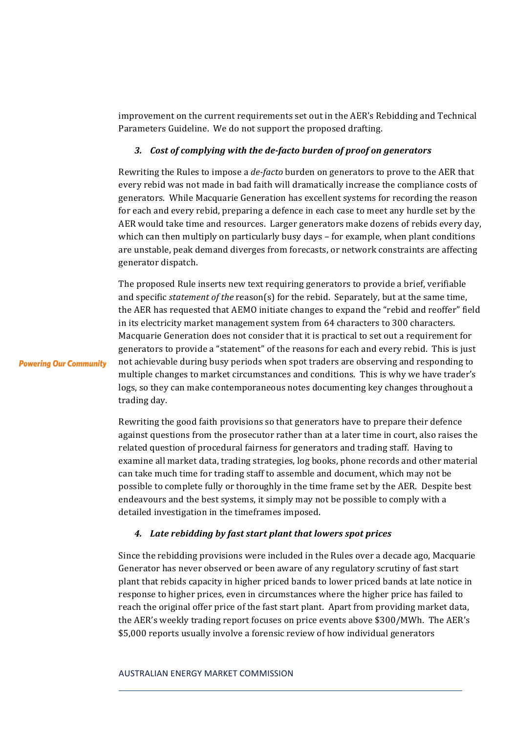improvement on the current requirements set out in the AER's Rebidding and Technical Parameters Guideline. We do not support the proposed drafting.

### *3. Cost of complying with the de-facto burden of proof on generators*

Rewriting the Rules to impose a *de-facto* burden on generators to prove to the AER that every rebid was not made in bad faith will dramatically increase the compliance costs of generators. While Macquarie Generation has excellent systems for recording the reason for each and every rebid, preparing a defence in each case to meet any hurdle set by the AER would take time and resources. Larger generators make dozens of rebids every day, which can then multiply on particularly busy days – for example, when plant conditions are unstable, peak demand diverges from forecasts, or network constraints are affecting generator dispatch.

The proposed Rule inserts new text requiring generators to provide a brief, verifiable and specific *statement of the* reason(s) for the rebid. Separately, but at the same time, the AER has requested that AEMO initiate changes to expand the "rebid and reoffer" field in its electricity market management system from 64 characters to 300 characters. Macquarie Generation does not consider that it is practical to set out a requirement for generators to provide a "statement" of the reasons for each and every rebid. This is just not achievable during busy periods when spot traders are observing and responding to multiple changes to market circumstances and conditions. This is why we have trader's logs, so they can make contemporaneous notes documenting key changes throughout a trading day.

Rewriting the good faith provisions so that generators have to prepare their defence against questions from the prosecutor rather than at a later time in court, also raises the related question of procedural fairness for generators and trading staff. Having to examine all market data, trading strategies, log books, phone records and other material can take much time for trading staff to assemble and document, which may not be possible to complete fully or thoroughly in the time frame set by the AER. Despite best endeavours and the best systems, it simply may not be possible to comply with a detailed investigation in the timeframes imposed.

### *4. Late rebidding by fast start plant that lowers spot prices*

Since the rebidding provisions were included in the Rules over a decade ago, Macquarie Generator has never observed or been aware of any regulatory scrutiny of fast start plant that rebids capacity in higher priced bands to lower priced bands at late notice in response to higher prices, even in circumstances where the higher price has failed to reach the original offer price of the fast start plant. Apart from providing market data, the AER's weekly trading report focuses on price events above $300/MWh. The AER's $5,000 reports usually involve a forensic review of how individual generators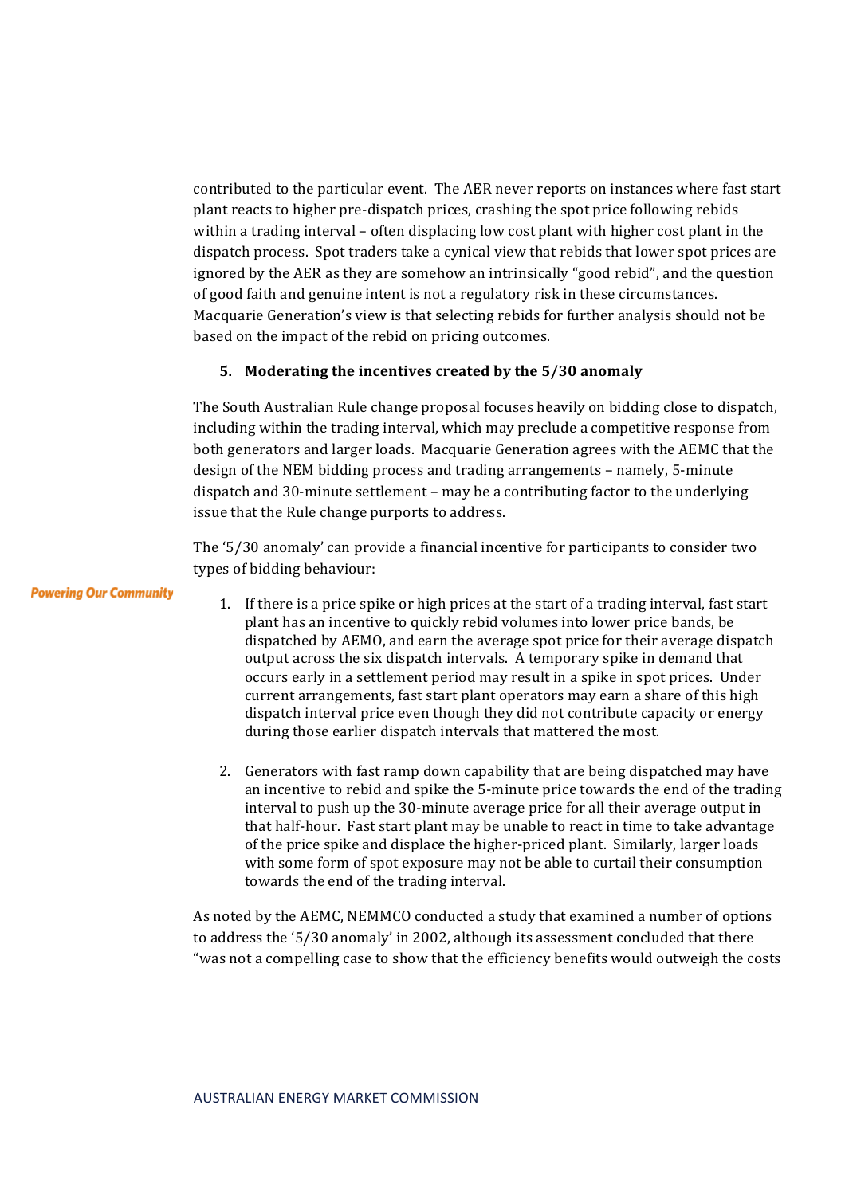contributed to the particular event. The AER never reports on instances where fast start plant reacts to higher pre-dispatch prices, crashing the spot price following rebids within a trading interval – often displacing low cost plant with higher cost plant in the dispatch process. Spot traders take a cynical view that rebids that lower spot prices are ignored by the AER as they are somehow an intrinsically "good rebid", and the question of good faith and genuine intent is not a regulatory risk in these circumstances. Macquarie Generation's view is that selecting rebids for further analysis should not be based on the impact of the rebid on pricing outcomes.

### 5. Moderating the incentives created by the 5/30 anomaly

The South Australian Rule change proposal focuses heavily on bidding close to dispatch, including within the trading interval, which may preclude a competitive response from both generators and larger loads. Macquarie Generation agrees with the AEMC that the design of the NEM bidding process and trading arrangements – namely, 5-minute dispatch and 30-minute settlement – may be a contributing factor to the underlying issue that the Rule change purports to address.

The '5/30 anomaly' can provide a financial incentive for participants to consider two types of bidding behaviour:

1. If there is a price spike or high prices at the start of a trading interval, fast start plant has an incentive to quickly rebid volumes into lower price bands, be dispatched by AEMO, and earn the average spot price for their average dispatch output across the six dispatch intervals. A temporary spike in demand that occurs early in a settlement period may result in a spike in spot prices. Under current arrangements, fast start plant operators may earn a share of this high dispatch interval price even though they did not contribute capacity or energy during those earlier dispatch intervals that mattered the most.

2. Generators with fast ramp down capability that are being dispatched may have an incentive to rebid and spike the 5-minute price towards the end of the trading interval to push up the 30-minute average price for all their average output in that half-hour. Fast start plant may be unable to react in time to take advantage of the price spike and displace the higher-priced plant. Similarly, larger loads with some form of spot exposure may not be able to curtail their consumption towards the end of the trading interval.

As noted by the AEMC, NEMMCO conducted a study that examined a number of options to address the '5/30 anomaly' in 2002, although its assessment concluded that there "was not a compelling case to show that the efficiency benefits would outweigh the costs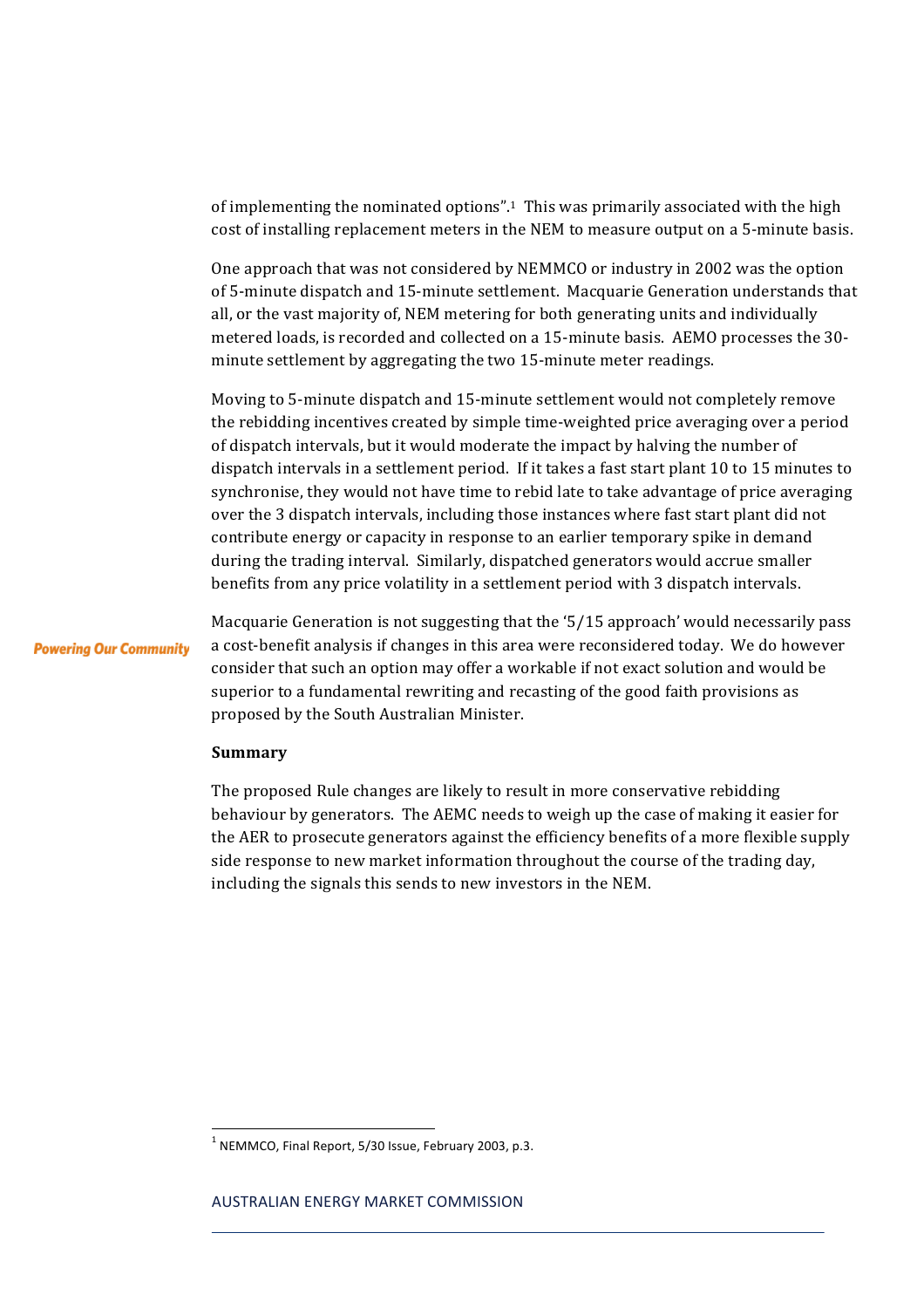of implementing the nominated options".[1] This was primarily associated with the high cost of installing replacement meters in the NEM to measure output on a 5-minute basis.

One approach that was not considered by NEMMCO or industry in 2002 was the option of 5-minute dispatch and 15-minute settlement. Macquarie Generation understands that all, or the vast majority of, NEM metering for both generating units and individually metered loads, is recorded and collected on a 15-minute basis. AEMO processes the 30-minute settlement by aggregating the two 15-minute meter readings.

Moving to 5-minute dispatch and 15-minute settlement would not completely remove the rebidding incentives created by simple time-weighted price averaging over a period of dispatch intervals, but it would moderate the impact by halving the number of dispatch intervals in a settlement period. If it takes a fast start plant 10 to 15 minutes to synchronise, they would not have time to rebid late to take advantage of price averaging over the 3 dispatch intervals, including those instances where fast start plant did not contribute energy or capacity in response to an earlier temporary spike in demand during the trading interval. Similarly, dispatched generators would accrue smaller benefits from any price volatility in a settlement period with 3 dispatch intervals.

Macquarie Generation is not suggesting that the '5/15 approach' would necessarily pass a cost-benefit analysis if changes in this area were reconsidered today. We do however consider that such an option may offer a workable if not exact solution and would be superior to a fundamental rewriting and recasting of the good faith provisions as proposed by the South Australian Minister.

**Summary**

The proposed Rule changes are likely to result in more conservative rebidding behaviour by generators. The AEMC needs to weigh up the case of making it easier for the AER to prosecute generators against the efficiency benefits of a more flexible supply side response to new market information throughout the course of the trading day, including the signals this sends to new investors in the NEM.

[1] NEMMCO, Final Report, 5/30 Issue, February 2003, p.3.